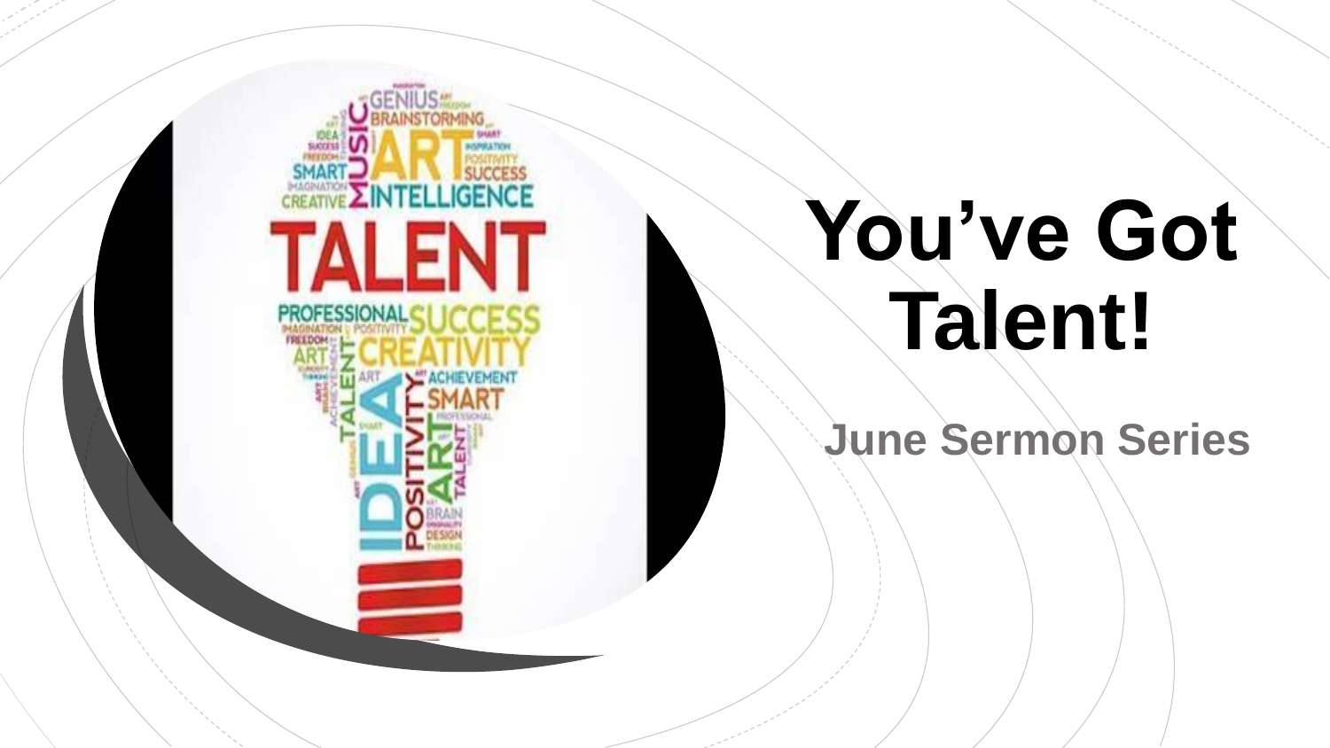# You've Got Talent!

## June Sermon Series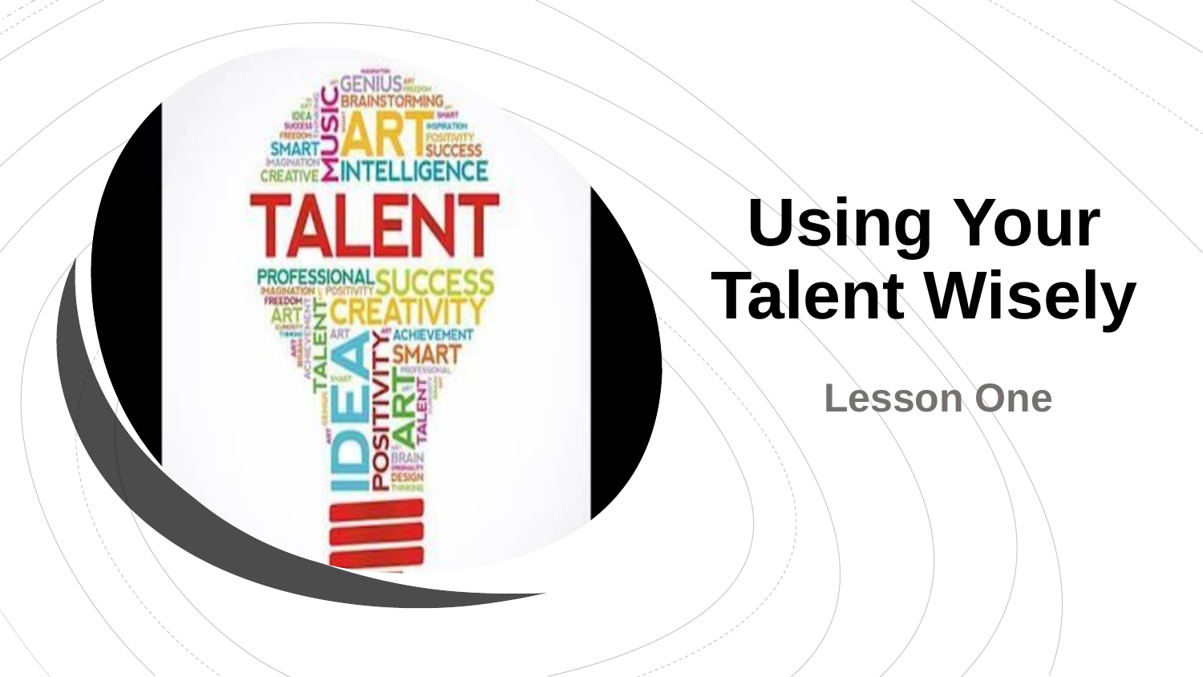# Using Your Talent Wisely

## Lesson One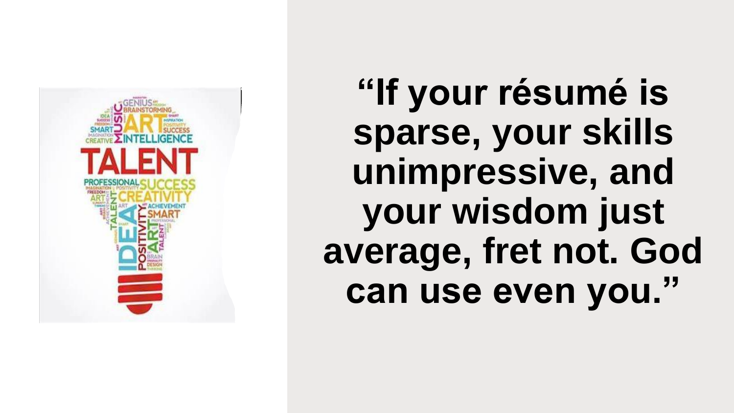**“If your résumé is sparse, your skills unimpressive, and your wisdom just average, fret not. God can use even you.”**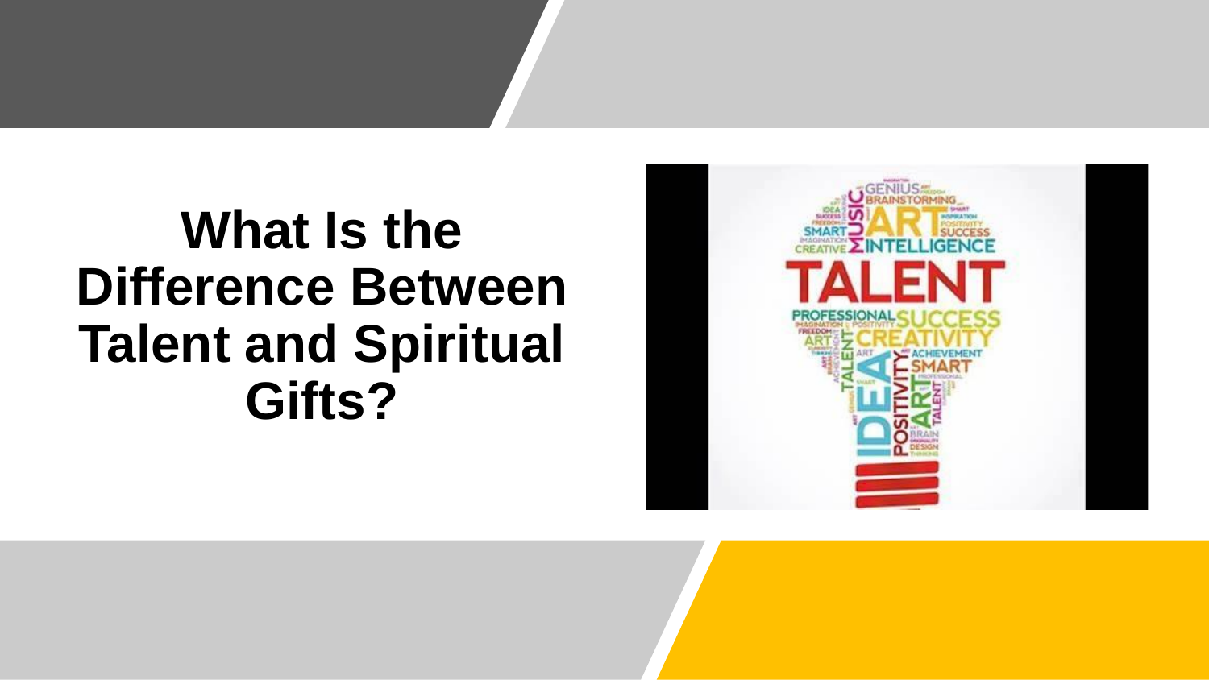# What Is the Difference Between Talent and Spiritual Gifts?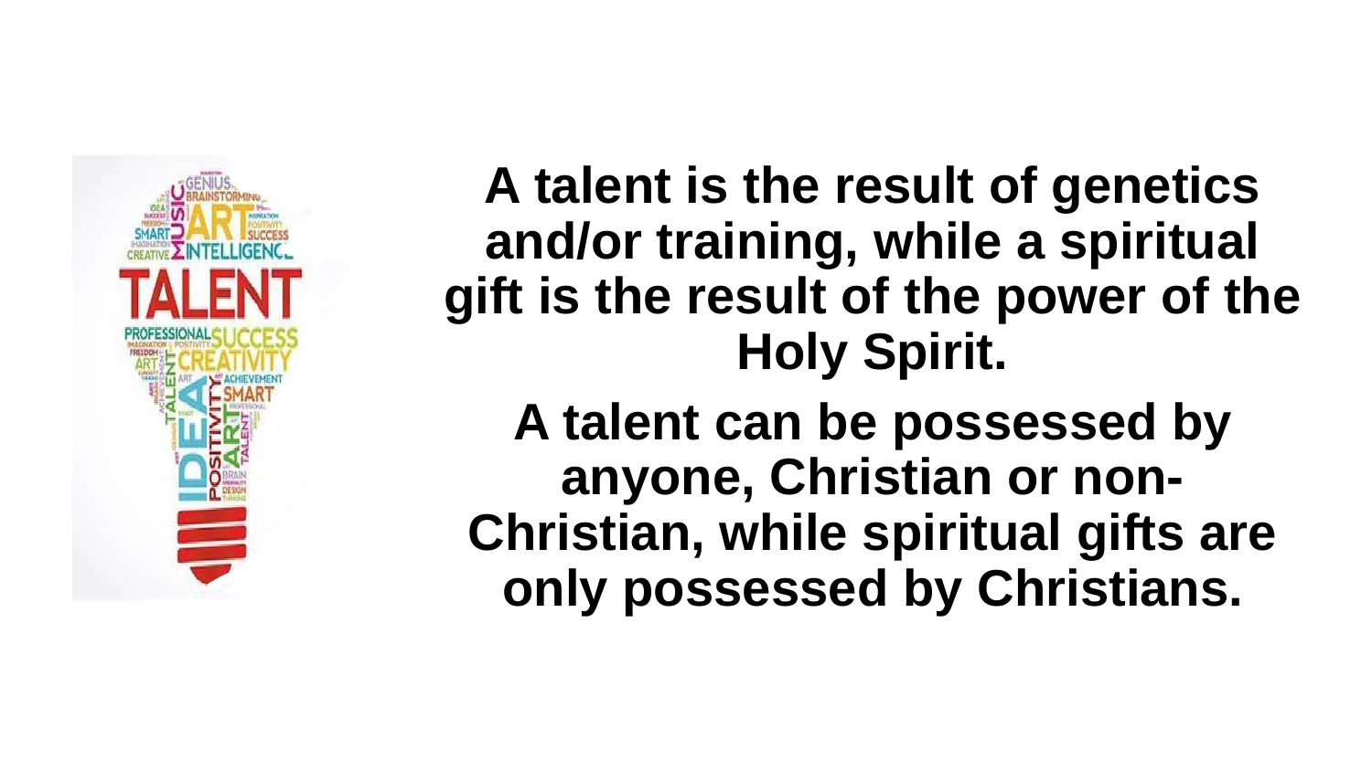**A talent is the result of genetics and/or training, while a spiritual gift is the result of the power of the Holy Spirit.**

**A talent can be possessed by anyone, Christian or non-Christian, while spiritual gifts are only possessed by Christians.**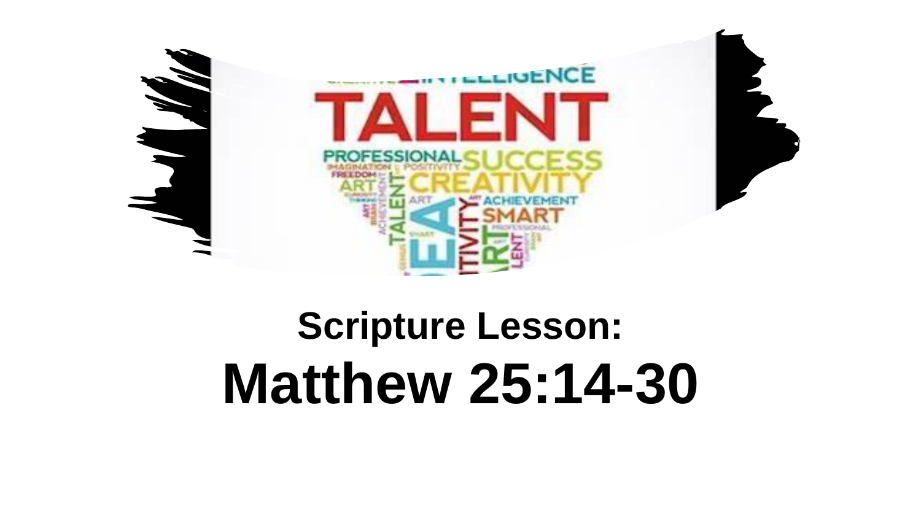**Scripture Lesson:**

# Matthew 25:14-30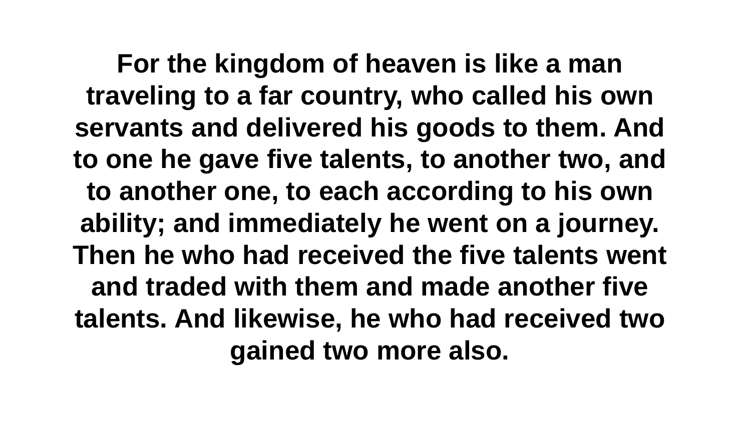**For the kingdom of heaven is like a man traveling to a far country, who called his own servants and delivered his goods to them. And to one he gave five talents, to another two, and to another one, to each according to his own ability; and immediately he went on a journey. Then he who had received the five talents went and traded with them and made another five talents. And likewise, he who had received two gained two more also.**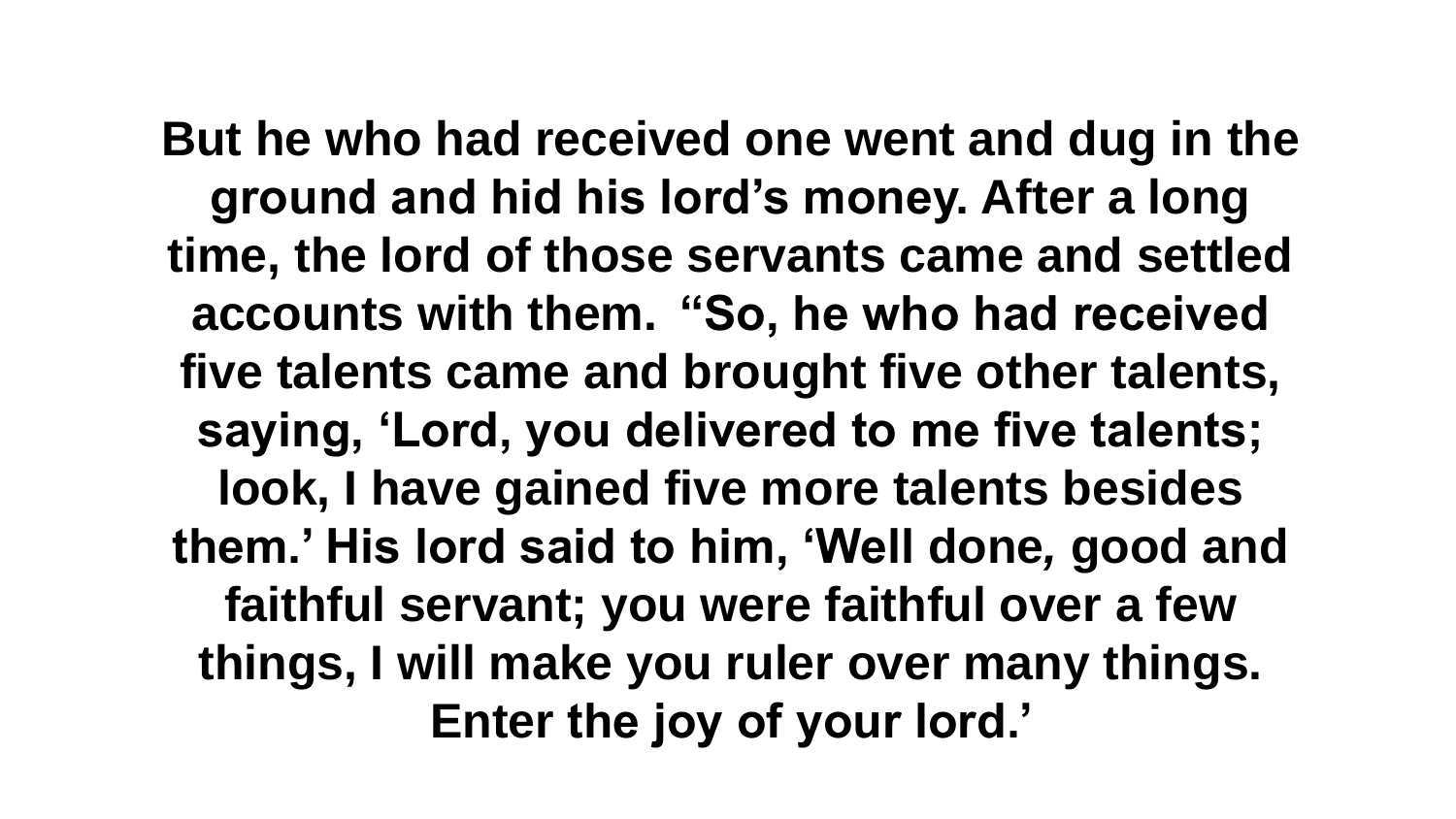**But he who had received one went and dug in the ground and hid his lord’s money. After a long time, the lord of those servants came and settled accounts with them. “So, he who had received five talents came and brought five other talents, saying, ‘Lord, you delivered to me five talents; look, I have gained five more talents besides them.’ His lord said to him, ‘Well done, good and faithful servant; you were faithful over a few things, I will make you ruler over many things. Enter the joy of your lord.’**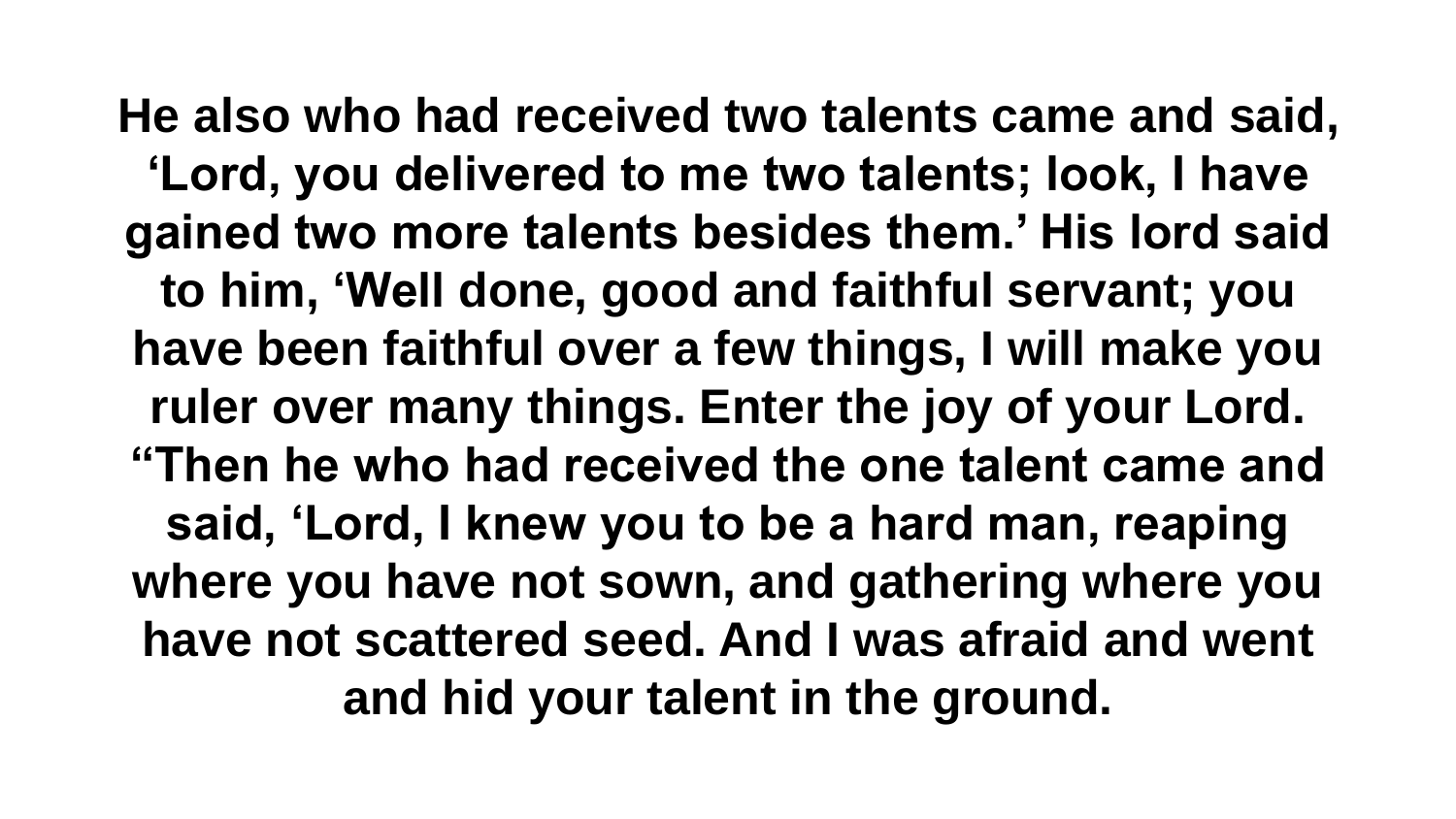**He also who had received two talents came and said, ‘Lord, you delivered to me two talents; look, I have gained two more talents besides them.’ His lord said to him, ‘Well done, good and faithful servant; you have been faithful over a few things, I will make you ruler over many things. Enter the joy of your Lord. “Then he who had received the one talent came and said, ‘Lord, I knew you to be a hard man, reaping where you have not sown, and gathering where you have not scattered seed. And I was afraid and went and hid your talent in the ground.**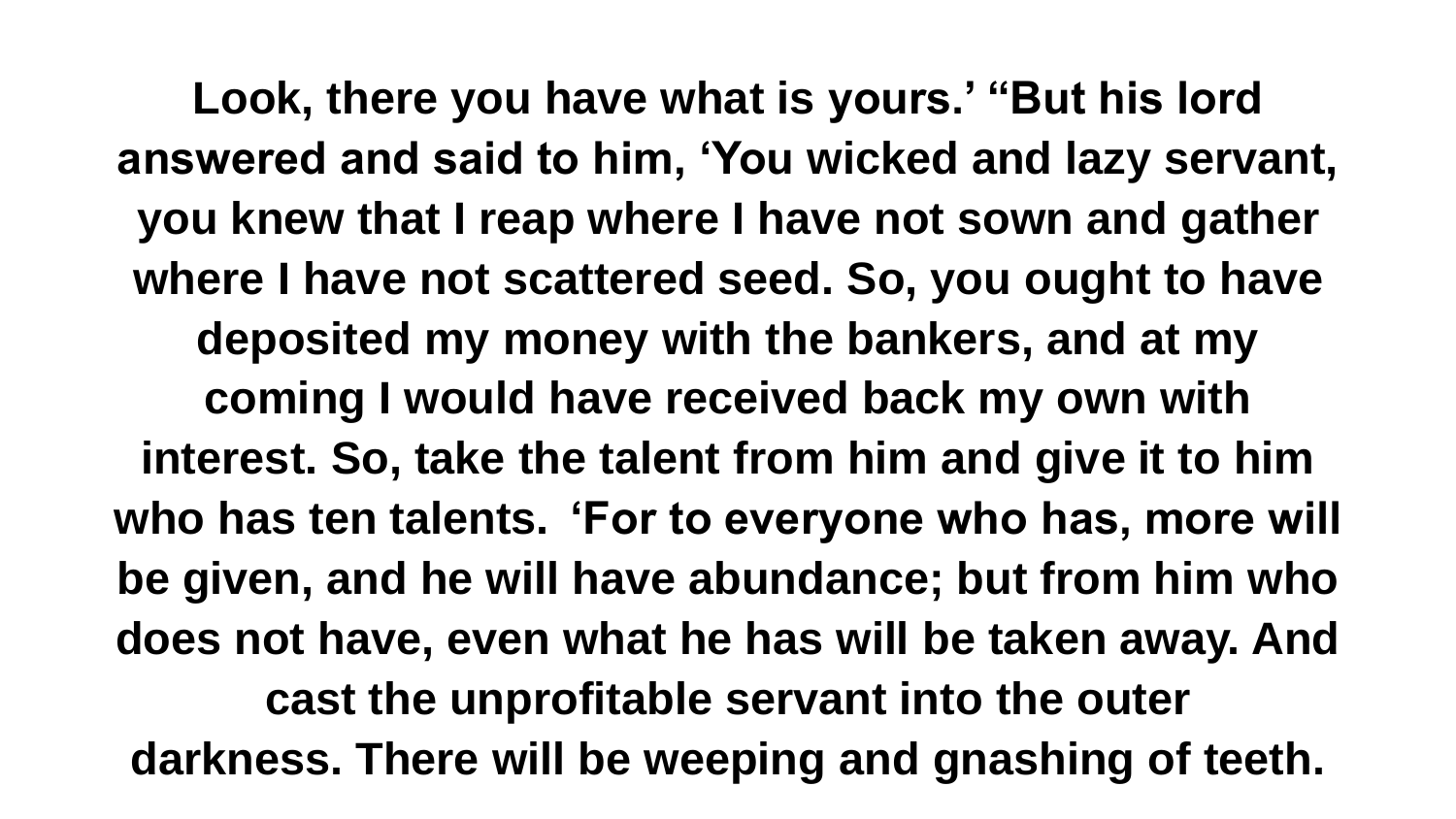**Look, there you have what is yours.' "But his lord answered and said to him, 'You wicked and lazy servant, you knew that I reap where I have not sown and gather where I have not scattered seed. So, you ought to have deposited my money with the bankers, and at my coming I would have received back my own with interest. So, take the talent from him and give it to him who has ten talents. 'For to everyone who has, more will be given, and he will have abundance; but from him who does not have, even what he has will be taken away. And cast the unprofitable servant into the outer darkness. There will be weeping and gnashing of teeth.**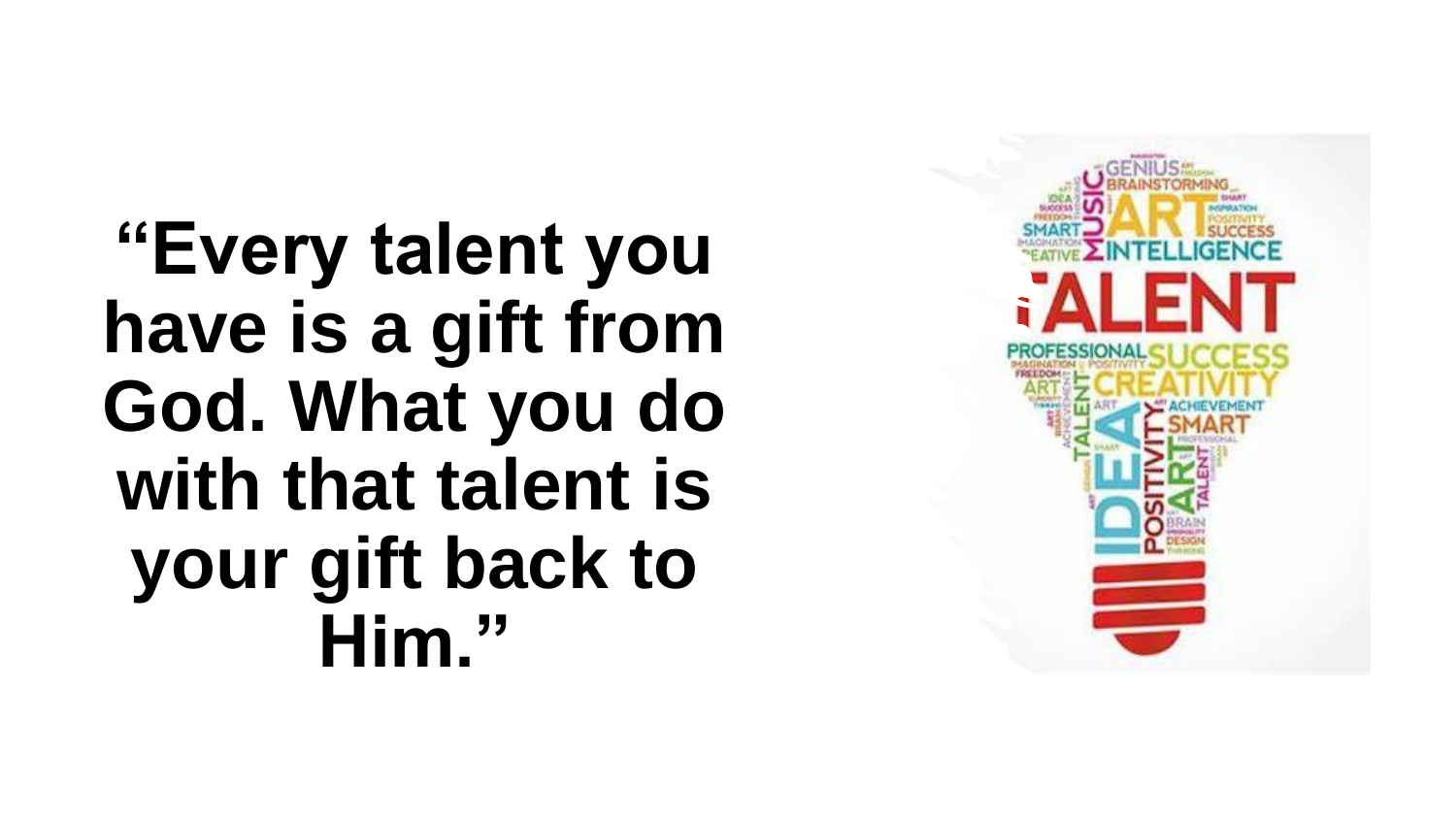**“Every talent you have is a gift from God. What you do with that talent is your gift back to Him.”**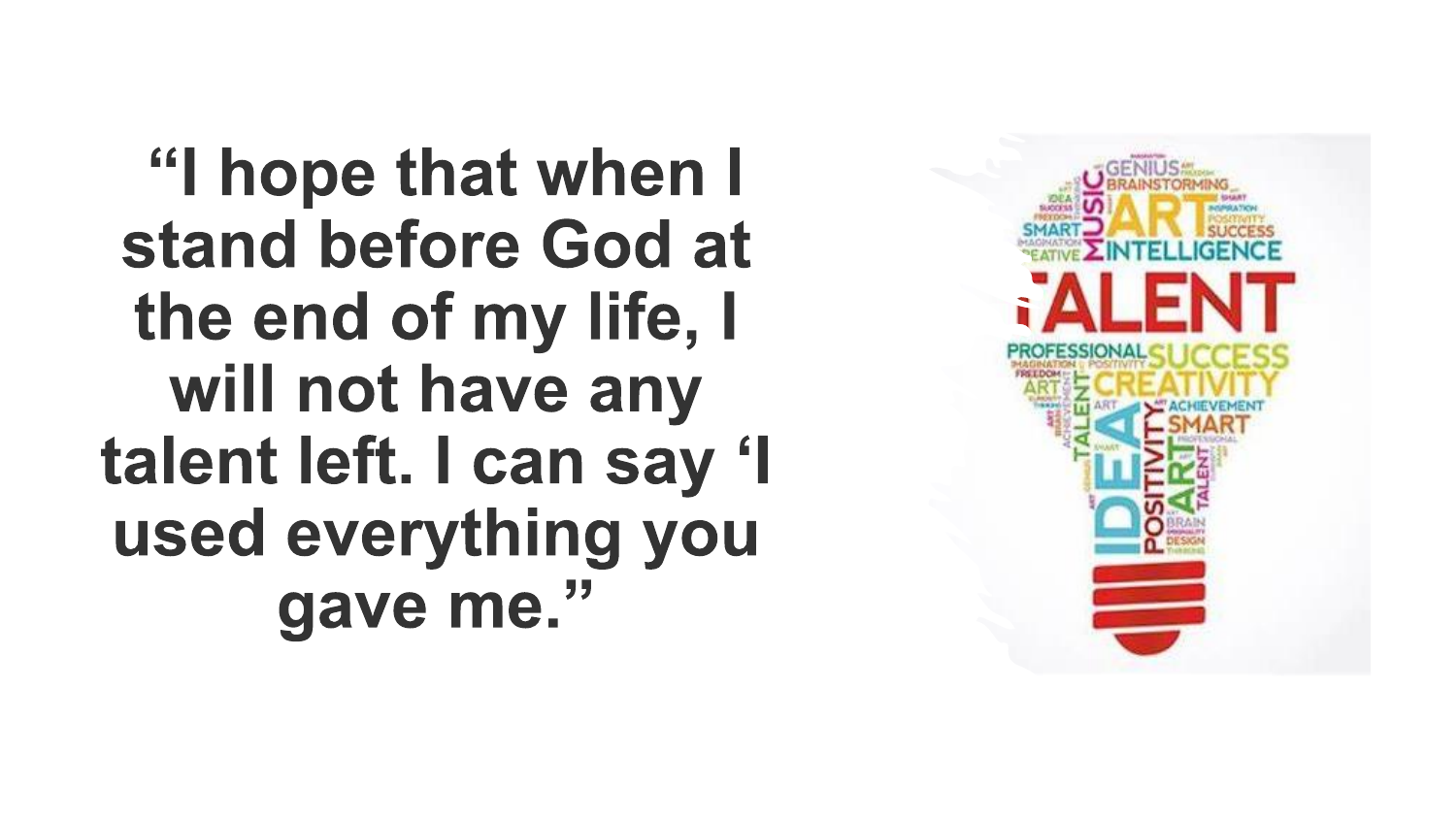**"I hope that when I stand before God at the end of my life, I will not have any talent left. I can say 'I used everything you gave me."**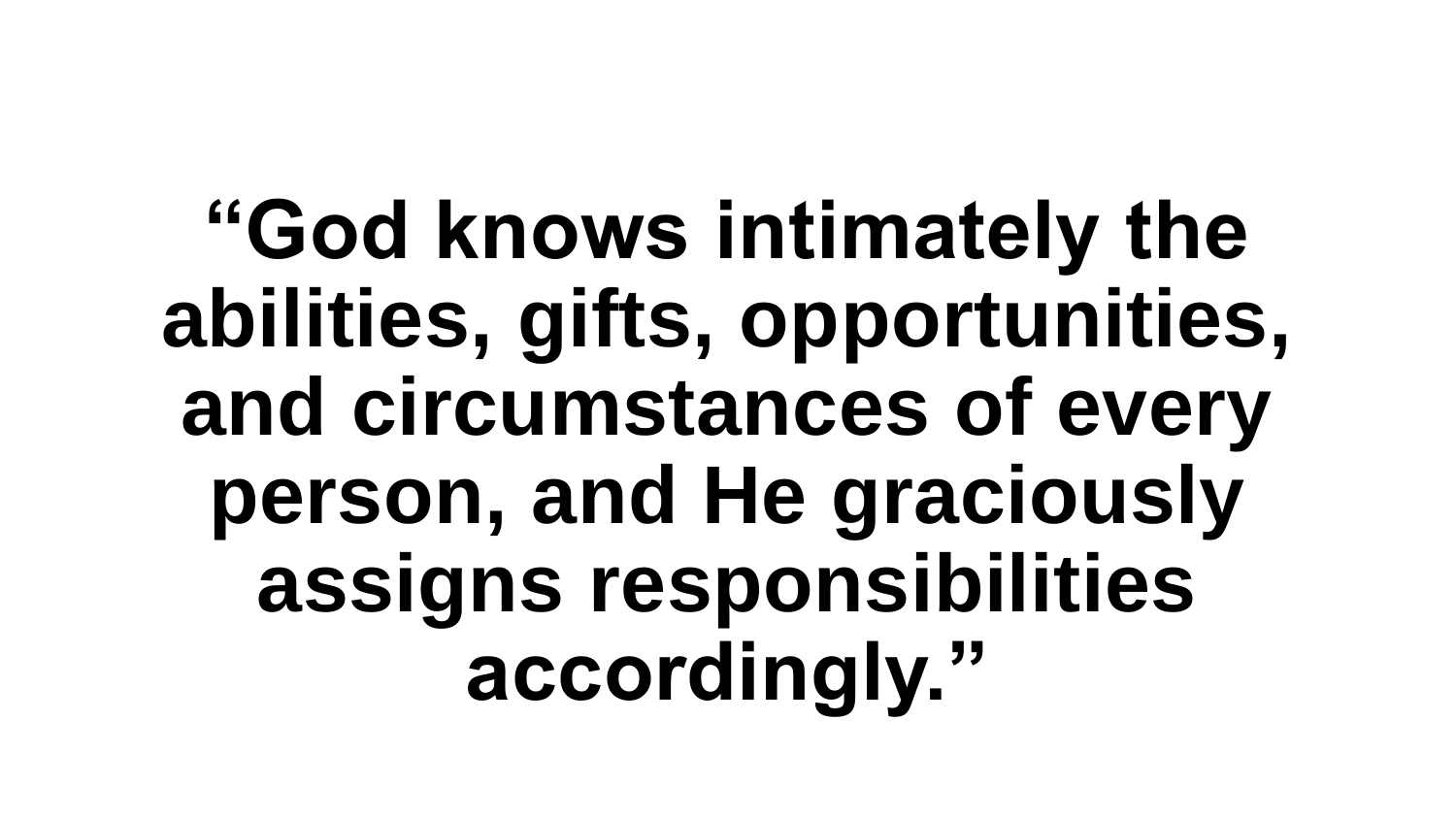**“God knows intimately the abilities, gifts, opportunities, and circumstances of every person, and He graciously assigns responsibilities accordingly.”**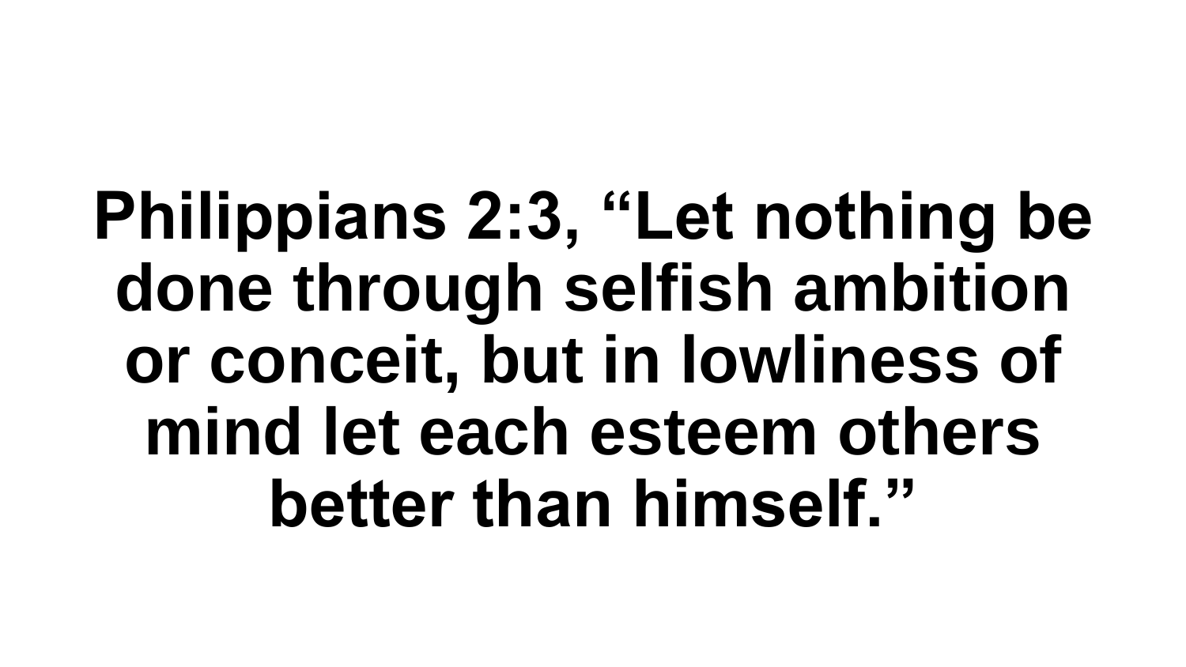**Philippians 2:3, “Let nothing be done through selfish ambition or conceit, but in lowliness of mind let each esteem others better than himself.”**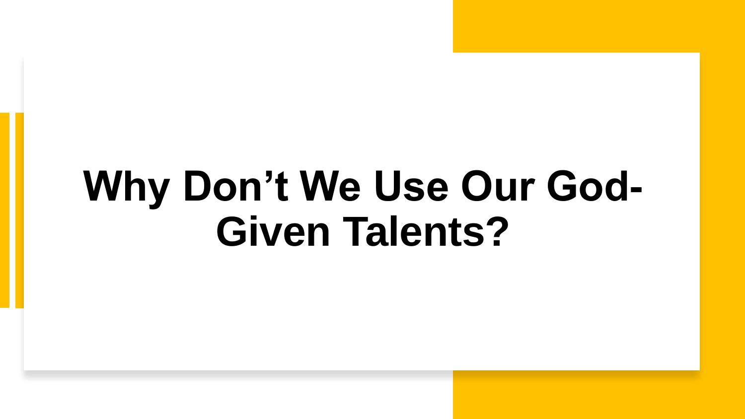# Why Don’t We Use Our God-Given Talents?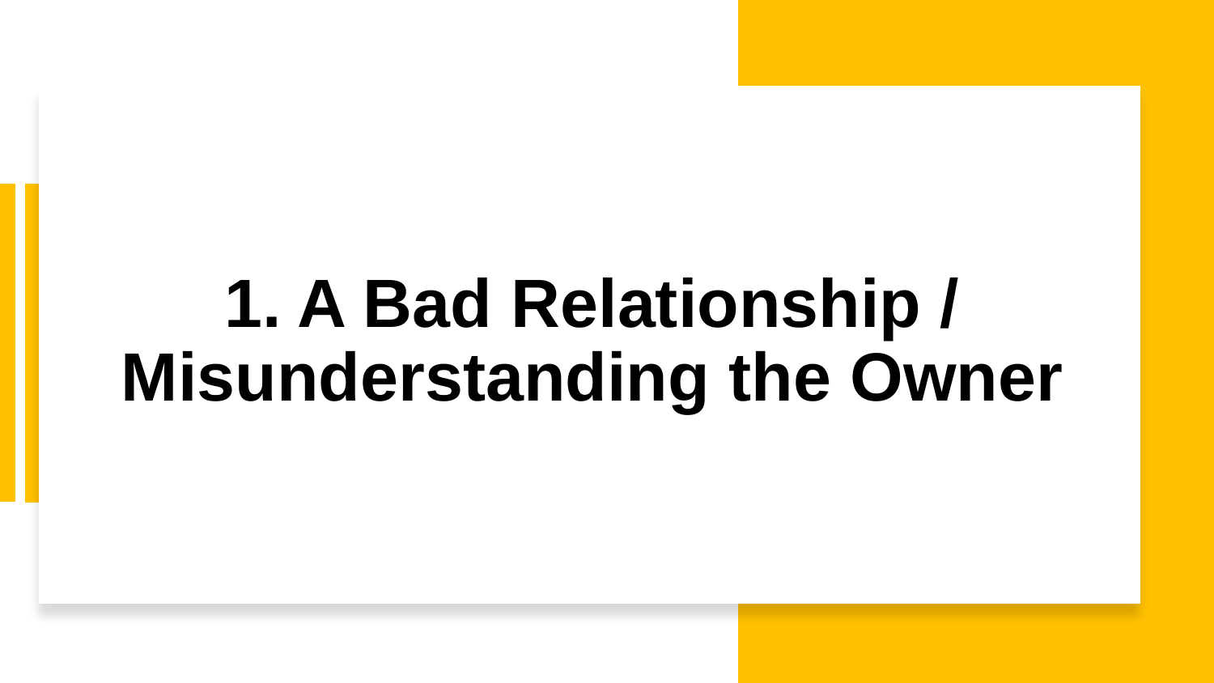# 1. A Bad Relationship / Misunderstanding the Owner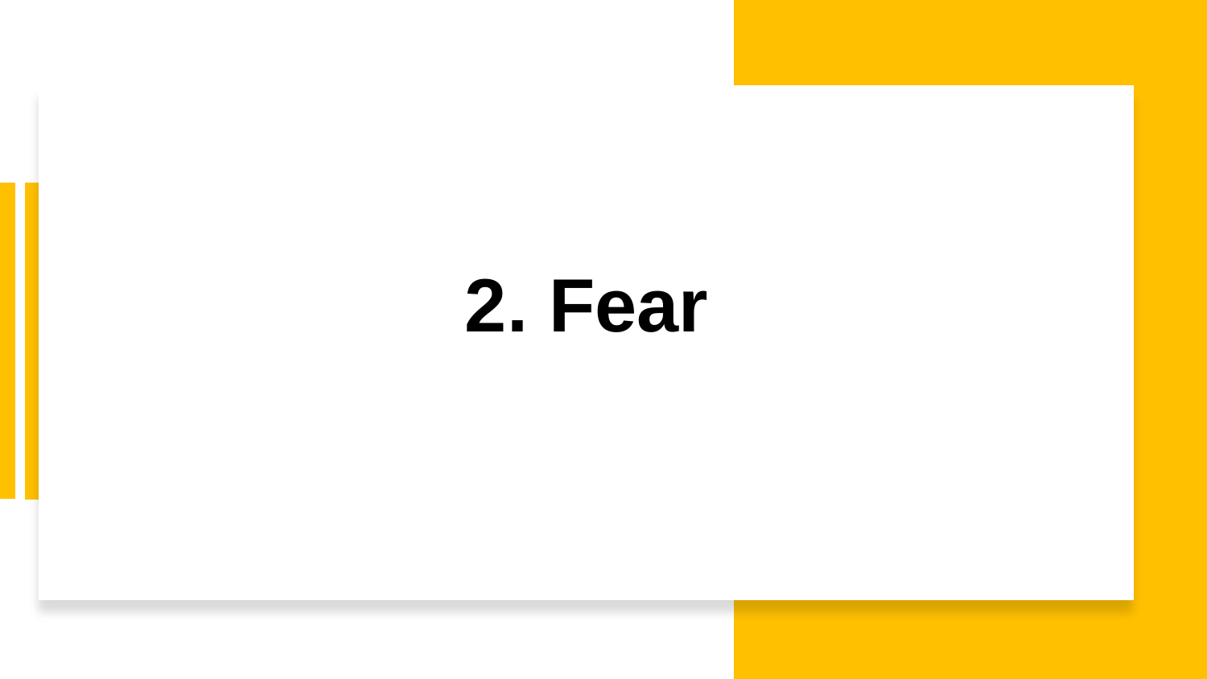# 2. Fear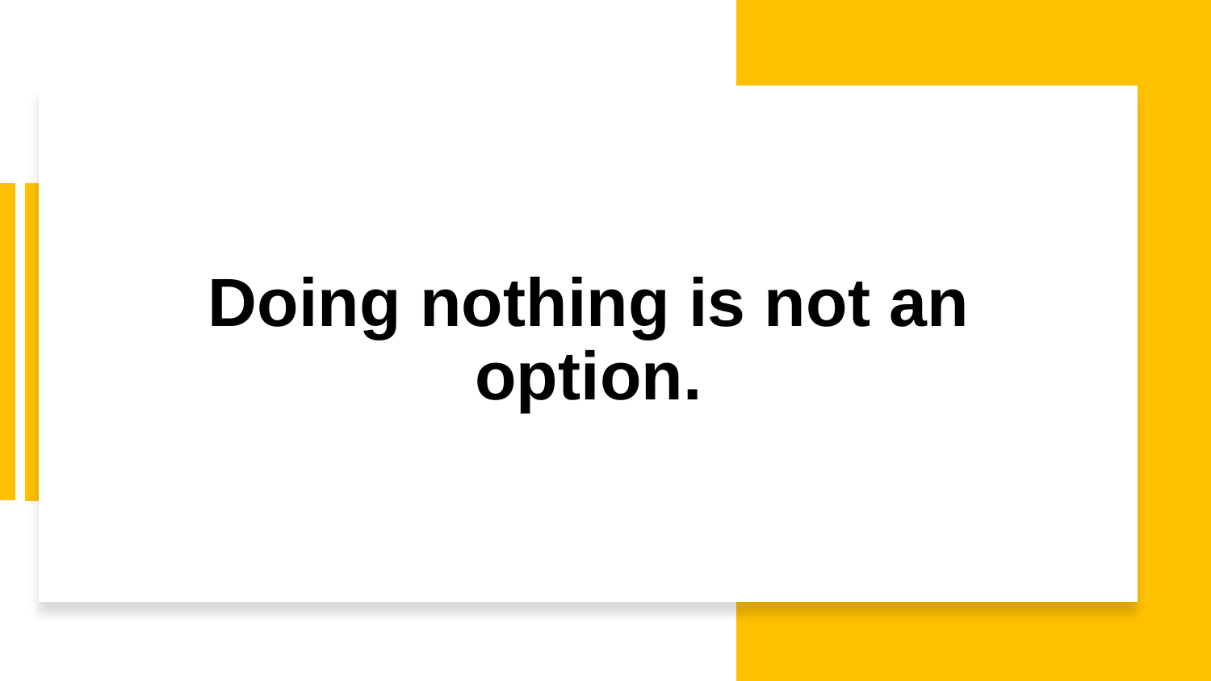# Doing nothing is not an option.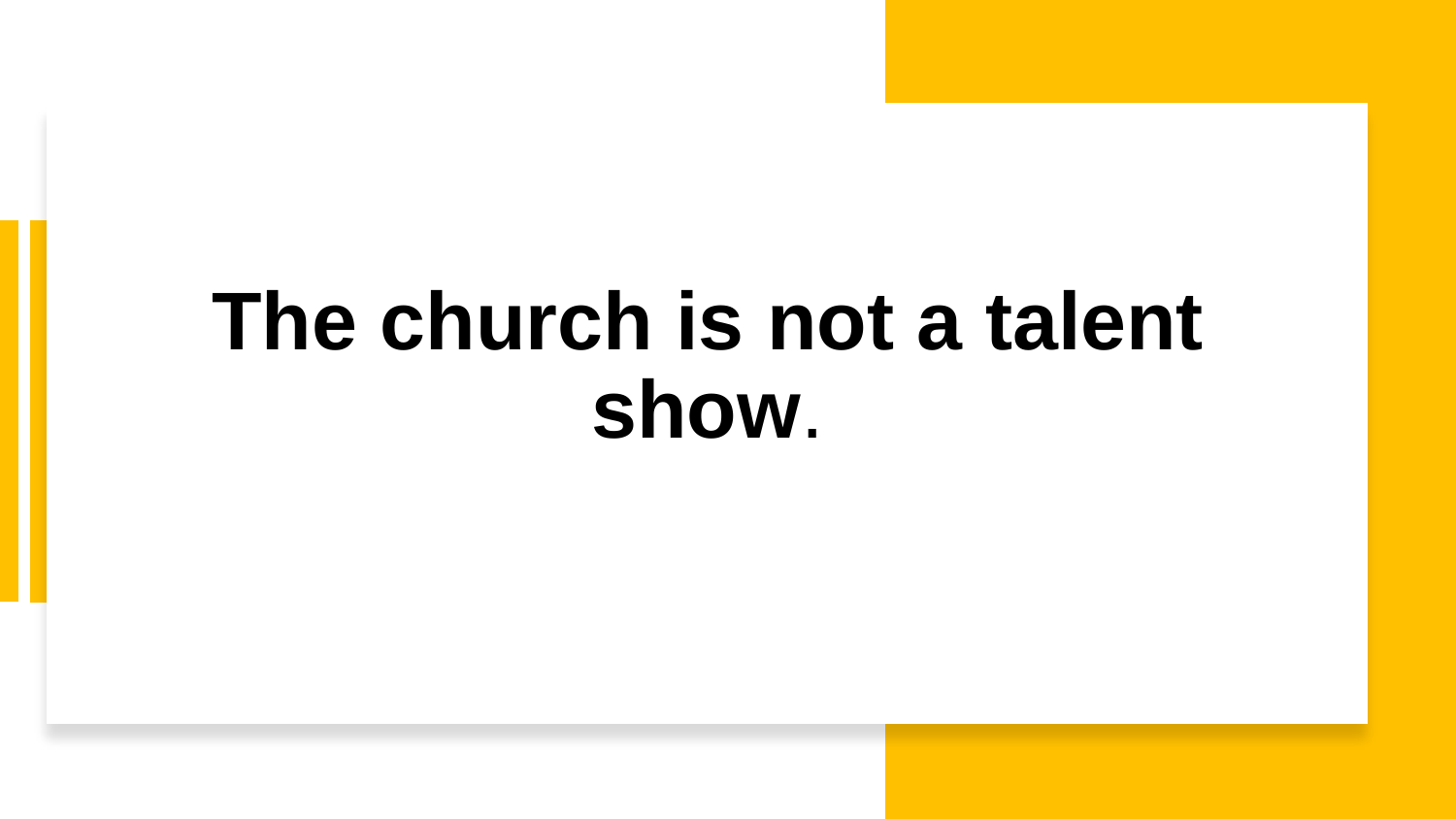# The church is not a talent show.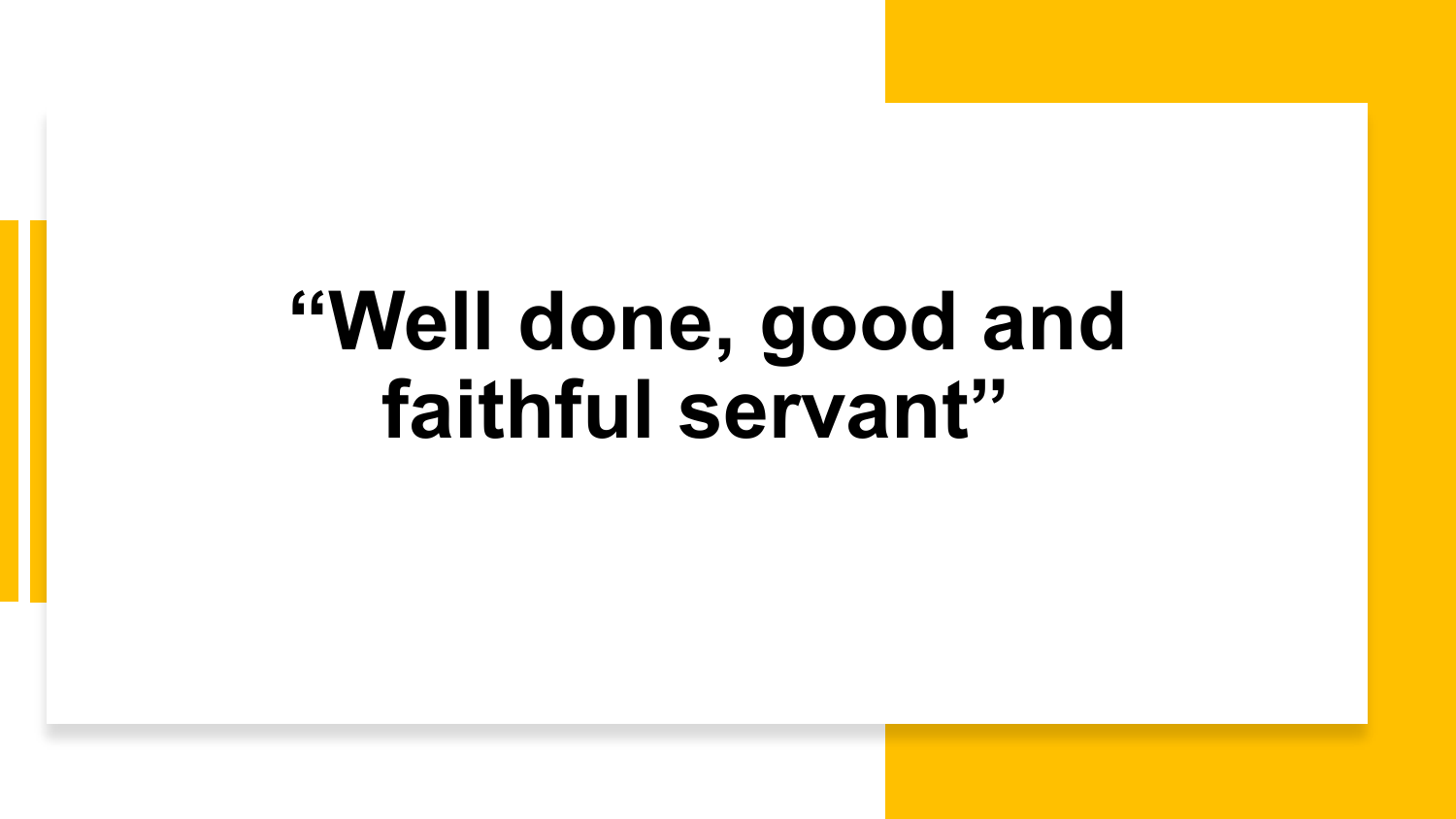# “Well done, good and faithful servant”